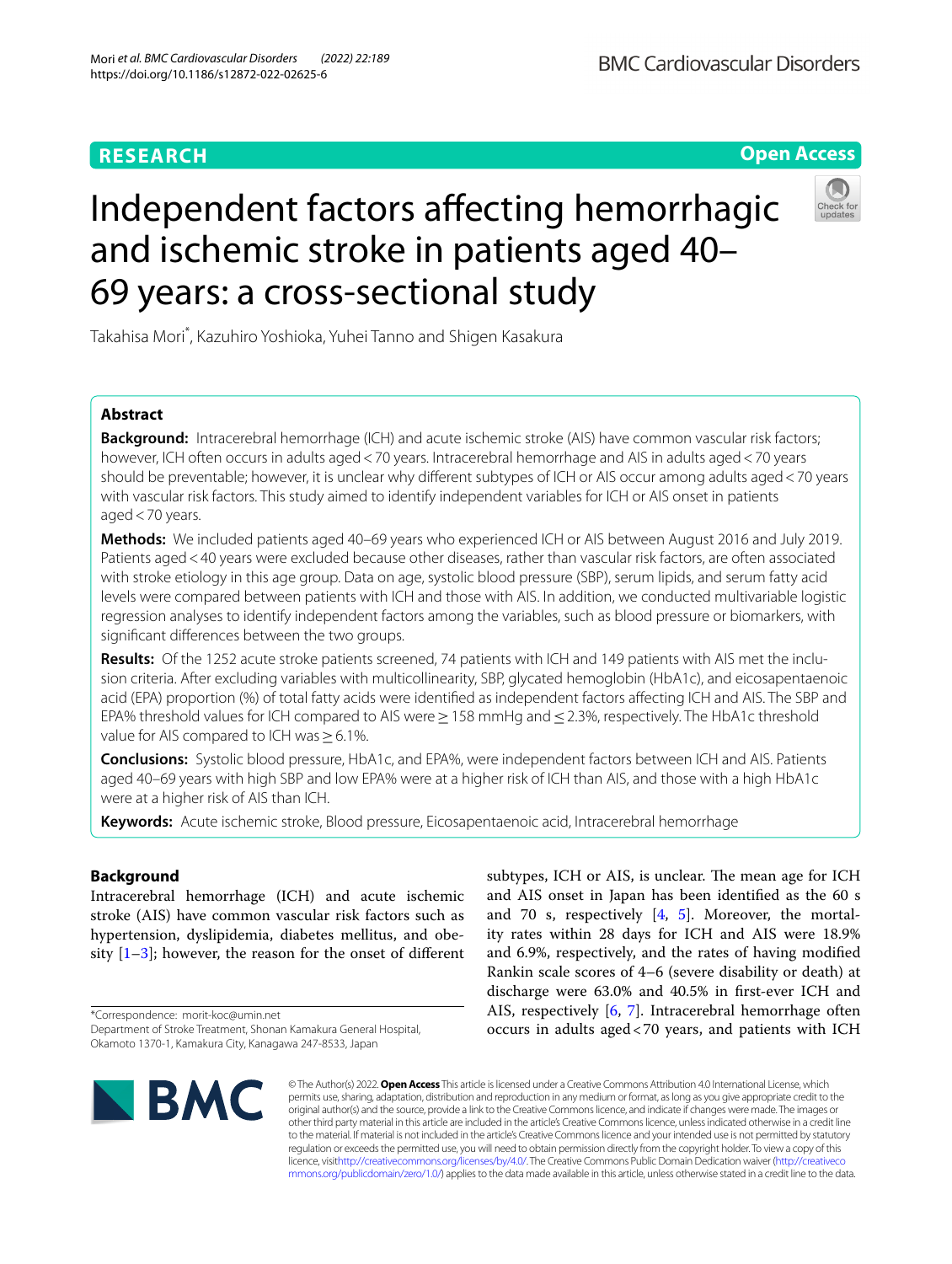RESEARCH

Open Access

# Independent factors affecting hemorrhagic and ischemic stroke in patients aged 40–69 years: a cross-sectional study

Takahisa Mori*, Kazuhiro Yoshioka, Yuhei Tanno and Shigen Kasakura

## Abstract

**Background:** Intracerebral hemorrhage (ICH) and acute ischemic stroke (AIS) have common vascular risk factors; however, ICH often occurs in adults aged < 70 years. Intracerebral hemorrhage and AIS in adults aged < 70 years should be preventable; however, it is unclear why different subtypes of ICH or AIS occur among adults aged < 70 years with vascular risk factors. This study aimed to identify independent variables for ICH or AIS onset in patients aged < 70 years.

**Methods:** We included patients aged 40–69 years who experienced ICH or AIS between August 2016 and July 2019. Patients aged < 40 years were excluded because other diseases, rather than vascular risk factors, are often associated with stroke etiology in this age group. Data on age, systolic blood pressure (SBP), serum lipids, and serum fatty acid levels were compared between patients with ICH and those with AIS. In addition, we conducted multivariable logistic regression analyses to identify independent factors among the variables, such as blood pressure or biomarkers, with significant differences between the two groups.

**Results:** Of the 1252 acute stroke patients screened, 74 patients with ICH and 149 patients with AIS met the inclusion criteria. After excluding variables with multicollinearity, SBP, glycated hemoglobin (HbA1c), and eicosapentaenoic acid (EPA) proportion (%) of total fatty acids were identified as independent factors affecting ICH and AIS. The SBP and EPA% threshold values for ICH compared to AIS were ≥ 158 mmHg and ≤ 2.3%, respectively. The HbA1c threshold value for AIS compared to ICH was ≥ 6.1%.

**Conclusions:** Systolic blood pressure, HbA1c, and EPA%, were independent factors between ICH and AIS. Patients aged 40–69 years with high SBP and low EPA% were at a higher risk of ICH than AIS, and those with a high HbA1c were at a higher risk of AIS than ICH.

**Keywords:** Acute ischemic stroke, Blood pressure, Eicosapentaenoic acid, Intracerebral hemorrhage

## Background

Intracerebral hemorrhage (ICH) and acute ischemic stroke (AIS) have common vascular risk factors such as hypertension, dyslipidemia, diabetes mellitus, and obesity [1–3]; however, the reason for the onset of different subtypes, ICH or AIS, is unclear. The mean age for ICH and AIS onset in Japan has been identified as the 60 s and 70 s, respectively [4, 5]. Moreover, the mortality rates within 28 days for ICH and AIS were 18.9% and 6.9%, respectively, and the rates of having modified Rankin scale scores of 4–6 (severe disability or death) at discharge were 63.0% and 40.5% in first-ever ICH and AIS, respectively [6, 7]. Intracerebral hemorrhage often occurs in adults aged < 70 years, and patients with ICH

*Correspondence: morit-koc@umin.net
Department of Stroke Treatment, Shonan Kamakura General Hospital, Okamoto 1370-1, Kamakura City, Kanagawa 247-8533, Japan

© The Author(s) 2022. **Open Access** This article is licensed under a Creative Commons Attribution 4.0 International License, which permits use, sharing, adaptation, distribution and reproduction in any medium or format, as long as you give appropriate credit to the original author(s) and the source, provide a link to the Creative Commons licence, and indicate if changes were made. The images or other third party material in this article are included in the article's Creative Commons licence, unless indicated otherwise in a credit line to the material. If material is not included in the article's Creative Commons licence and your intended use is not permitted by statutory regulation or exceeds the permitted use, you will need to obtain permission directly from the copyright holder. To view a copy of this licence, visit http://creativecommons.org/licenses/by/4.0/. The Creative Commons Public Domain Dedication waiver (http://creativecommons.org/publicdomain/zero/1.0/) applies to the data made available in this article, unless otherwise stated in a credit line to the data.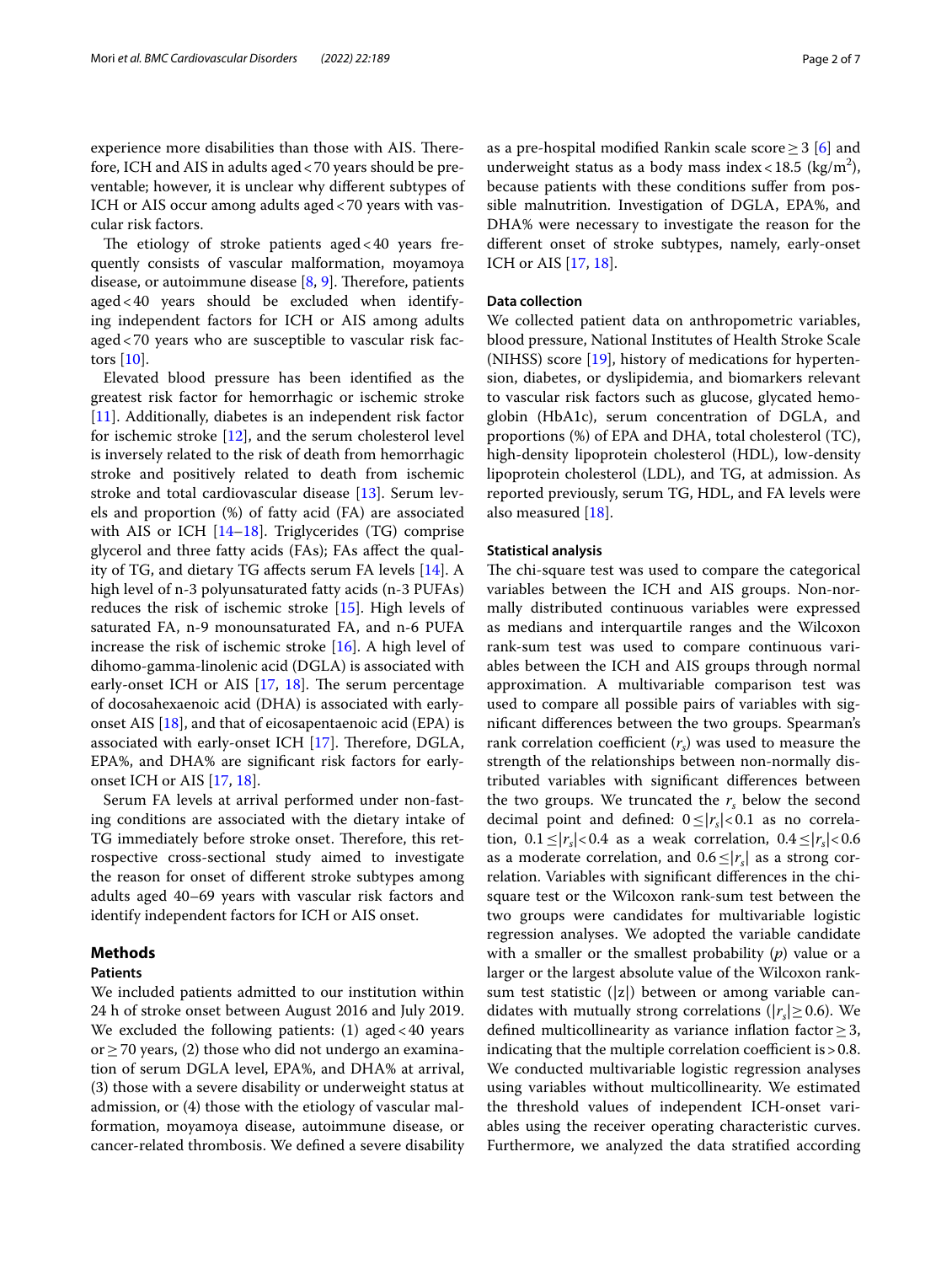experience more disabilities than those with AIS. Therefore, ICH and AIS in adults aged < 70 years should be preventable; however, it is unclear why different subtypes of ICH or AIS occur among adults aged < 70 years with vascular risk factors.

The etiology of stroke patients aged < 40 years frequently consists of vascular malformation, moyamoya disease, or autoimmune disease [8, 9]. Therefore, patients aged < 40 years should be excluded when identifying independent factors for ICH or AIS among adults aged < 70 years who are susceptible to vascular risk factors [10].

Elevated blood pressure has been identified as the greatest risk factor for hemorrhagic or ischemic stroke [11]. Additionally, diabetes is an independent risk factor for ischemic stroke [12], and the serum cholesterol level is inversely related to the risk of death from hemorrhagic stroke and positively related to death from ischemic stroke and total cardiovascular disease [13]. Serum levels and proportion (%) of fatty acid (FA) are associated with AIS or ICH [14–18]. Triglycerides (TG) comprise glycerol and three fatty acids (FAs); FAs affect the quality of TG, and dietary TG affects serum FA levels [14]. A high level of n-3 polyunsaturated fatty acids (n-3 PUFAs) reduces the risk of ischemic stroke [15]. High levels of saturated FA, n-9 monounsaturated FA, and n-6 PUFA increase the risk of ischemic stroke [16]. A high level of dihomo-gamma-linolenic acid (DGLA) is associated with early-onset ICH or AIS [17, 18]. The serum percentage of docosahexaenoic acid (DHA) is associated with early-onset AIS [18], and that of eicosapentaenoic acid (EPA) is associated with early-onset ICH [17]. Therefore, DGLA, EPA%, and DHA% are significant risk factors for early-onset ICH or AIS [17, 18].

Serum FA levels at arrival performed under non-fasting conditions are associated with the dietary intake of TG immediately before stroke onset. Therefore, this retrospective cross-sectional study aimed to investigate the reason for onset of different stroke subtypes among adults aged 40–69 years with vascular risk factors and identify independent factors for ICH or AIS onset.

## Methods

### Patients

We included patients admitted to our institution within 24 h of stroke onset between August 2016 and July 2019. We excluded the following patients: (1) aged < 40 years or ≥ 70 years, (2) those who did not undergo an examination of serum DGLA level, EPA%, and DHA% at arrival, (3) those with a severe disability or underweight status at admission, or (4) those with the etiology of vascular malformation, moyamoya disease, autoimmune disease, or cancer-related thrombosis. We defined a severe disability as a pre-hospital modified Rankin scale score ≥ 3 [6] and underweight status as a body mass index < 18.5 (kg/m$^2$), because patients with these conditions suffer from possible malnutrition. Investigation of DGLA, EPA%, and DHA% were necessary to investigate the reason for the different onset of stroke subtypes, namely, early-onset ICH or AIS [17, 18].

### Data collection

We collected patient data on anthropometric variables, blood pressure, National Institutes of Health Stroke Scale (NIHSS) score [19], history of medications for hypertension, diabetes, or dyslipidemia, and biomarkers relevant to vascular risk factors such as glucose, glycated hemoglobin (HbA1c), serum concentration of DGLA, and proportions (%) of EPA and DHA, total cholesterol (TC), high-density lipoprotein cholesterol (HDL), low-density lipoprotein cholesterol (LDL), and TG, at admission. As reported previously, serum TG, HDL, and FA levels were also measured [18].

### Statistical analysis

The chi-square test was used to compare the categorical variables between the ICH and AIS groups. Non-normally distributed continuous variables were expressed as medians and interquartile ranges and the Wilcoxon rank-sum test was used to compare continuous variables between the ICH and AIS groups through normal approximation. A multivariable comparison test was used to compare all possible pairs of variables with significant differences between the two groups. Spearman's rank correlation coefficient ($r_s$) was used to measure the strength of the relationships between non-normally distributed variables with significant differences between the two groups. We truncated the $r_s$ below the second decimal point and defined: $0 \leq |r_s| < 0.1$ as no correlation, $0.1 \leq |r_s| < 0.4$ as a weak correlation, $0.4 \leq |r_s| < 0.6$ as a moderate correlation, and $0.6 \leq |r_s|$ as a strong correlation. Variables with significant differences in the chi-square test or the Wilcoxon rank-sum test between the two groups were candidates for multivariable logistic regression analyses. We adopted the variable candidate with a smaller or the smallest probability ($p$) value or a larger or the largest absolute value of the Wilcoxon rank-sum test statistic (|z|) between or among variable candidates with mutually strong correlations ($|r_s| \geq 0.6$). We defined multicollinearity as variance inflation factor ≥ 3, indicating that the multiple correlation coefficient is > 0.8. We conducted multivariable logistic regression analyses using variables without multicollinearity. We estimated the threshold values of independent ICH-onset variables using the receiver operating characteristic curves. Furthermore, we analyzed the data stratified according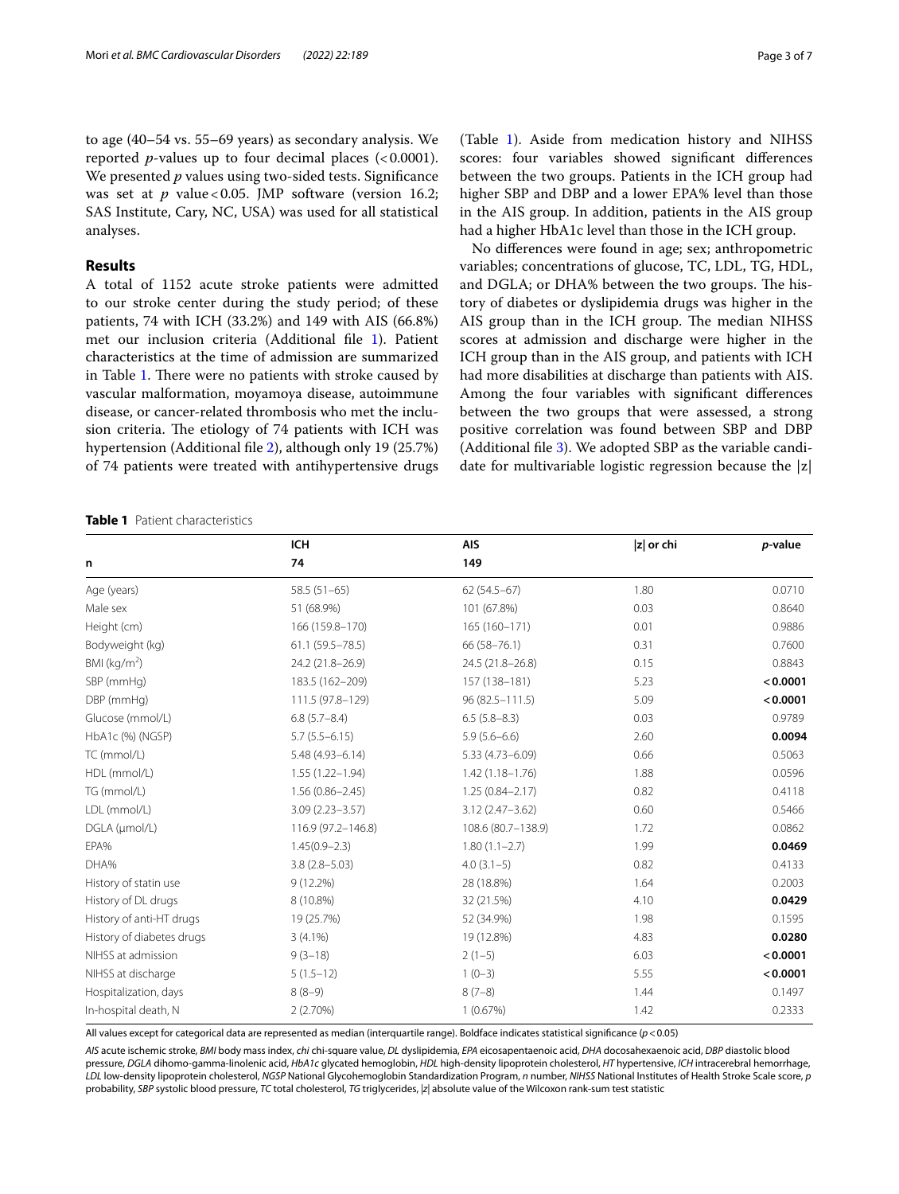to age (40–54 vs. 55–69 years) as secondary analysis. We reported *p*-values up to four decimal places (<0.0001). We presented *p* values using two-sided tests. Significance was set at *p* value<0.05. JMP software (version 16.2; SAS Institute, Cary, NC, USA) was used for all statistical analyses.

## Results

A total of 1152 acute stroke patients were admitted to our stroke center during the study period; of these patients, 74 with ICH (33.2%) and 149 with AIS (66.8%) met our inclusion criteria (Additional file 1). Patient characteristics at the time of admission are summarized in Table 1. There were no patients with stroke caused by vascular malformation, moyamoya disease, autoimmune disease, or cancer-related thrombosis who met the inclusion criteria. The etiology of 74 patients with ICH was hypertension (Additional file 2), although only 19 (25.7%) of 74 patients were treated with antihypertensive drugs (Table 1). Aside from medication history and NIHSS scores: four variables showed significant differences between the two groups. Patients in the ICH group had higher SBP and DBP and a lower EPA% level than those in the AIS group. In addition, patients in the AIS group had a higher HbA1c level than those in the ICH group.

No differences were found in age; sex; anthropometric variables; concentrations of glucose, TC, LDL, TG, HDL, and DGLA; or DHA% between the two groups. The history of diabetes or dyslipidemia drugs was higher in the AIS group than in the ICH group. The median NIHSS scores at admission and discharge were higher in the ICH group than in the AIS group, and patients with ICH had more disabilities at discharge than patients with AIS. Among the four variables with significant differences between the two groups that were assessed, a strong positive correlation was found between SBP and DBP (Additional file 3). We adopted SBP as the variable candidate for multivariable logistic regression because the |z|

**Table 1** Patient characteristics

| n | ICH<br>74 | AIS<br>149 | \|z\| or chi | *p*-value |
|---|---|---|---|---|
| Age (years) | 58.5 (51–65) | 62 (54.5–67) | 1.80 | 0.0710 |
| Male sex | 51 (68.9%) | 101 (67.8%) | 0.03 | 0.8640 |
| Height (cm) | 166 (159.8–170) | 165 (160–171) | 0.01 | 0.9886 |
| Bodyweight (kg) | 61.1 (59.5–78.5) | 66 (58–76.1) | 0.31 | 0.7600 |
| BMI (kg/m$^2$) | 24.2 (21.8–26.9) | 24.5 (21.8–26.8) | 0.15 | 0.8843 |
| SBP (mmHg) | 183.5 (162–209) | 157 (138–181) | 5.23 | **<0.0001** |
| DBP (mmHg) | 111.5 (97.8–129) | 96 (82.5–111.5) | 5.09 | **<0.0001** |
| Glucose (mmol/L) | 6.8 (5.7–8.4) | 6.5 (5.8–8.3) | 0.03 | 0.9789 |
| HbA1c (%) (NGSP) | 5.7 (5.5–6.15) | 5.9 (5.6–6.6) | 2.60 | **0.0094** |
| TC (mmol/L) | 5.48 (4.93–6.14) | 5.33 (4.73–6.09) | 0.66 | 0.5063 |
| HDL (mmol/L) | 1.55 (1.22–1.94) | 1.42 (1.18–1.76) | 1.88 | 0.0596 |
| TG (mmol/L) | 1.56 (0.86–2.45) | 1.25 (0.84–2.17) | 0.82 | 0.4118 |
| LDL (mmol/L) | 3.09 (2.23–3.57) | 3.12 (2.47–3.62) | 0.60 | 0.5466 |
| DGLA (μmol/L) | 116.9 (97.2–146.8) | 108.6 (80.7–138.9) | 1.72 | 0.0862 |
| EPA% | 1.45(0.9–2.3) | 1.80 (1.1–2.7) | 1.99 | **0.0469** |
| DHA% | 3.8 (2.8–5.03) | 4.0 (3.1–5) | 0.82 | 0.4133 |
| History of statin use | 9 (12.2%) | 28 (18.8%) | 1.64 | 0.2003 |
| History of DL drugs | 8 (10.8%) | 32 (21.5%) | 4.10 | **0.0429** |
| History of anti-HT drugs | 19 (25.7%) | 52 (34.9%) | 1.98 | 0.1595 |
| History of diabetes drugs | 3 (4.1%) | 19 (12.8%) | 4.83 | **0.0280** |
| NIHSS at admission | 9 (3–18) | 2 (1–5) | 6.03 | **<0.0001** |
| NIHSS at discharge | 5 (1.5–12) | 1 (0–3) | 5.55 | **<0.0001** |
| Hospitalization, days | 8 (8–9) | 8 (7–8) | 1.44 | 0.1497 |
| In-hospital death, N | 2 (2.70%) | 1 (0.67%) | 1.42 | 0.2333 |

All values except for categorical data are represented as median (interquartile range). Boldface indicates statistical significance ($p<0.05$)

*AIS* acute ischemic stroke, *BMI* body mass index, *chi* chi-square value, *DL* dyslipidemia, *EPA* eicosapentaenoic acid, *DHA* docosahexaenoic acid, *DBP* diastolic blood pressure, *DGLA* dihomo-gamma-linolenic acid, *HbA1c* glycated hemoglobin, *HDL* high-density lipoprotein cholesterol, *HT* hypertensive, *ICH* intracerebral hemorrhage, *LDL* low-density lipoprotein cholesterol, *NGSP* National Glycohemoglobin Standardization Program, *n* number, *NIHSS* National Institutes of Health Stroke Scale score, *p* probability, *SBP* systolic blood pressure, *TC* total cholesterol, *TG* triglycerides, |*z*| absolute value of the Wilcoxon rank-sum test statistic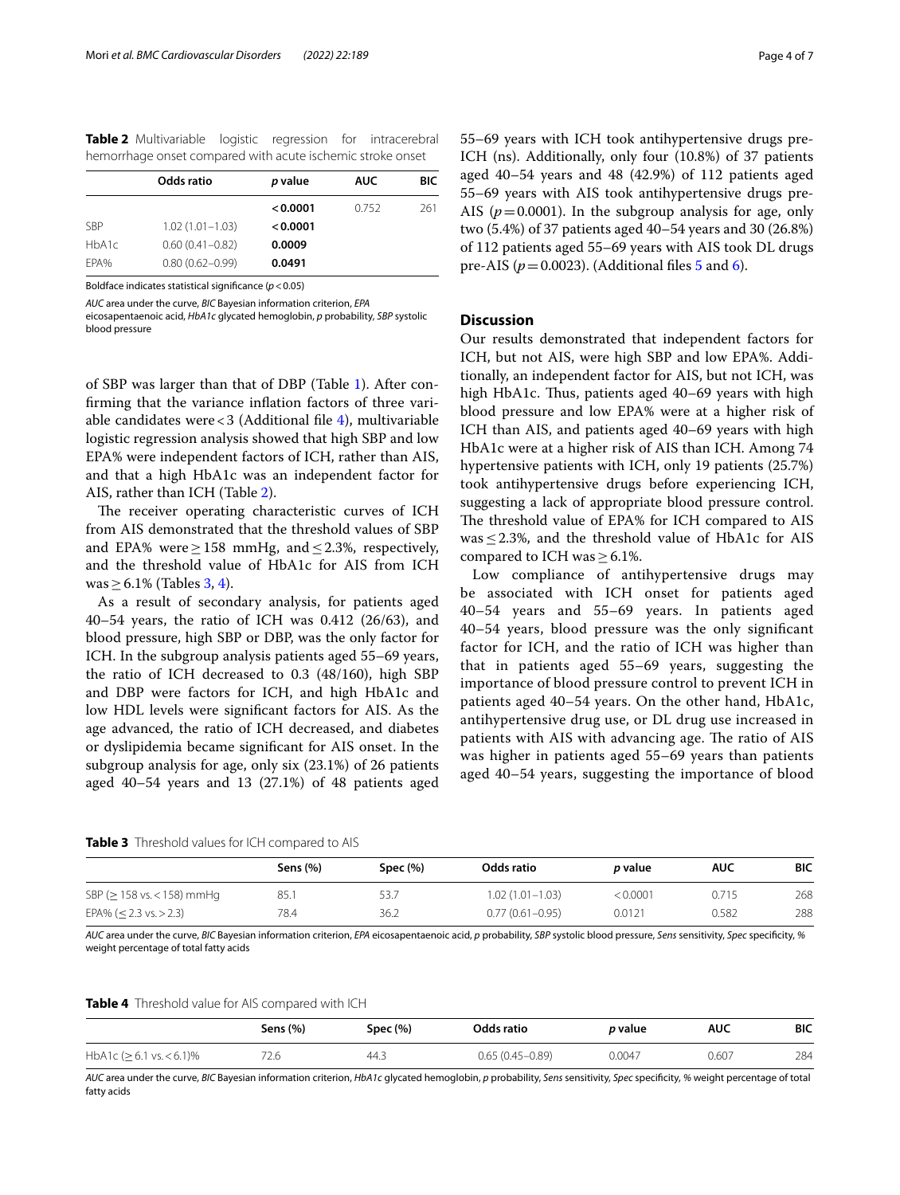**Table 2** Multivariable logistic regression for intracerebral hemorrhage onset compared with acute ischemic stroke onset

| | Odds ratio | *p* value | AUC | BIC |
|---|---|---|---|---|
| | | **< 0.0001** | 0.752 | 261 |
| SBP | 1.02 (1.01–1.03) | **< 0.0001** | | |
| HbA1c | 0.60 (0.41–0.82) | **0.0009** | | |
| EPA% | 0.80 (0.62–0.99) | **0.0491** | | |

Boldface indicates statistical significance ($p < 0.05$)

*AUC* area under the curve, *BIC* Bayesian information criterion, *EPA* eicosapentaenoic acid, *HbA1c* glycated hemoglobin, *p* probability, *SBP* systolic blood pressure

of SBP was larger than that of DBP (Table 1). After confirming that the variance inflation factors of three variable candidates were < 3 (Additional file 4), multivariable logistic regression analysis showed that high SBP and low EPA% were independent factors of ICH, rather than AIS, and that a high HbA1c was an independent factor for AIS, rather than ICH (Table 2).

The receiver operating characteristic curves of ICH from AIS demonstrated that the threshold values of SBP and EPA% were ≥ 158 mmHg, and ≤ 2.3%, respectively, and the threshold value of HbA1c for AIS from ICH was ≥ 6.1% (Tables 3, 4).

As a result of secondary analysis, for patients aged 40–54 years, the ratio of ICH was 0.412 (26/63), and blood pressure, high SBP or DBP, was the only factor for ICH. In the subgroup analysis patients aged 55–69 years, the ratio of ICH decreased to 0.3 (48/160), high SBP and DBP were factors for ICH, and high HbA1c and low HDL levels were significant factors for AIS. As the age advanced, the ratio of ICH decreased, and diabetes or dyslipidemia became significant for AIS onset. In the subgroup analysis for age, only six (23.1%) of 26 patients aged 40–54 years and 13 (27.1%) of 48 patients aged 55–69 years with ICH took antihypertensive drugs pre-ICH (ns). Additionally, only four (10.8%) of 37 patients aged 40–54 years and 48 (42.9%) of 112 patients aged 55–69 years with AIS took antihypertensive drugs pre-AIS ($p = 0.0001$). In the subgroup analysis for age, only two (5.4%) of 37 patients aged 40–54 years and 30 (26.8%) of 112 patients aged 55–69 years with AIS took DL drugs pre-AIS ($p = 0.0023$). (Additional files 5 and 6).

## Discussion

Our results demonstrated that independent factors for ICH, but not AIS, were high SBP and low EPA%. Additionally, an independent factor for AIS, but not ICH, was high HbA1c. Thus, patients aged 40–69 years with high blood pressure and low EPA% were at a higher risk of ICH than AIS, and patients aged 40–69 years with high HbA1c were at a higher risk of AIS than ICH. Among 74 hypertensive patients with ICH, only 19 patients (25.7%) took antihypertensive drugs before experiencing ICH, suggesting a lack of appropriate blood pressure control. The threshold value of EPA% for ICH compared to AIS was ≤ 2.3%, and the threshold value of HbA1c for AIS compared to ICH was ≥ 6.1%.

Low compliance of antihypertensive drugs may be associated with ICH onset for patients aged 40–54 years and 55–69 years. In patients aged 40–54 years, blood pressure was the only significant factor for ICH, and the ratio of ICH was higher than that in patients aged 55–69 years, suggesting the importance of blood pressure control to prevent ICH in patients aged 40–54 years. On the other hand, HbA1c, antihypertensive drug use, or DL drug use increased in patients with AIS with advancing age. The ratio of AIS was higher in patients aged 55–69 years than patients aged 40–54 years, suggesting the importance of blood

**Table 3** Threshold values for ICH compared to AIS

| | Sens (%) | Spec (%) | Odds ratio | *p* value | AUC | BIC |
|---|---|---|---|---|---|---|
| SBP (≥ 158 vs. < 158) mmHg | 85.1 | 53.7 | 1.02 (1.01–1.03) | < 0.0001 | 0.715 | 268 |
| EPA% (≤ 2.3 vs. > 2.3) | 78.4 | 36.2 | 0.77 (0.61–0.95) | 0.0121 | 0.582 | 288 |

*AUC* area under the curve, *BIC* Bayesian information criterion, *EPA* eicosapentaenoic acid, *p* probability, *SBP* systolic blood pressure, *Sens* sensitivity, *Spec* specificity, % weight percentage of total fatty acids

**Table 4** Threshold value for AIS compared with ICH

| | Sens (%) | Spec (%) | Odds ratio | *p* value | AUC | BIC |
|---|---|---|---|---|---|---|
| HbA1c (≥ 6.1 vs. < 6.1)% | 72.6 | 44.3 | 0.65 (0.45–0.89) | 0.0047 | 0.607 | 284 |

*AUC* area under the curve, *BIC* Bayesian information criterion, *HbA1c* glycated hemoglobin, *p* probability, *Sens* sensitivity, *Spec* specificity, % weight percentage of total fatty acids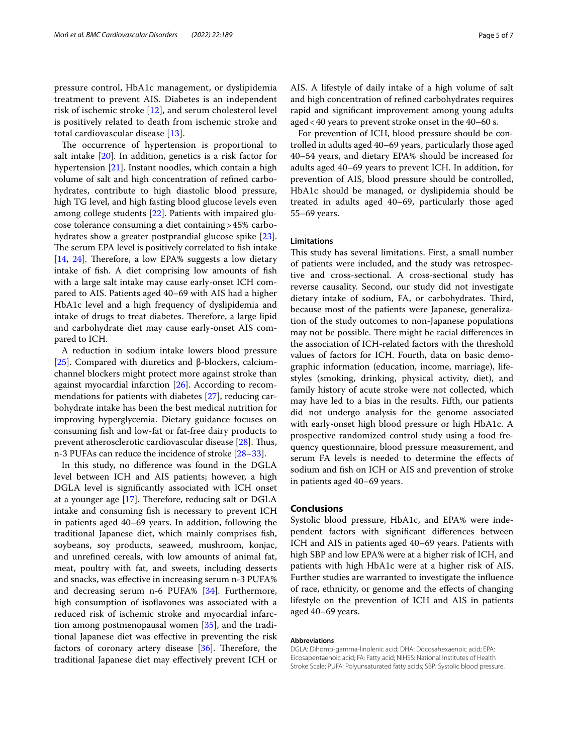pressure control, HbA1c management, or dyslipidemia treatment to prevent AIS. Diabetes is an independent risk of ischemic stroke [12], and serum cholesterol level is positively related to death from ischemic stroke and total cardiovascular disease [13].

The occurrence of hypertension is proportional to salt intake [20]. In addition, genetics is a risk factor for hypertension [21]. Instant noodles, which contain a high volume of salt and high concentration of refined carbohydrates, contribute to high diastolic blood pressure, high TG level, and high fasting blood glucose levels even among college students [22]. Patients with impaired glucose tolerance consuming a diet containing > 45% carbohydrates show a greater postprandial glucose spike [23]. The serum EPA level is positively correlated to fish intake [14, 24]. Therefore, a low EPA% suggests a low dietary intake of fish. A diet comprising low amounts of fish with a large salt intake may cause early-onset ICH compared to AIS. Patients aged 40–69 with AIS had a higher HbA1c level and a high frequency of dyslipidemia and intake of drugs to treat diabetes. Therefore, a large lipid and carbohydrate diet may cause early-onset AIS compared to ICH.

A reduction in sodium intake lowers blood pressure [25]. Compared with diuretics and β-blockers, calcium-channel blockers might protect more against stroke than against myocardial infarction [26]. According to recommendations for patients with diabetes [27], reducing carbohydrate intake has been the best medical nutrition for improving hyperglycemia. Dietary guidance focuses on consuming fish and low-fat or fat-free dairy products to prevent atherosclerotic cardiovascular disease [28]. Thus, n-3 PUFAs can reduce the incidence of stroke [28–33].

In this study, no difference was found in the DGLA level between ICH and AIS patients; however, a high DGLA level is significantly associated with ICH onset at a younger age [17]. Therefore, reducing salt or DGLA intake and consuming fish is necessary to prevent ICH in patients aged 40–69 years. In addition, following the traditional Japanese diet, which mainly comprises fish, soybeans, soy products, seaweed, mushroom, konjac, and unrefined cereals, with low amounts of animal fat, meat, poultry with fat, and sweets, including desserts and snacks, was effective in increasing serum n-3 PUFA% and decreasing serum n-6 PUFA% [34]. Furthermore, high consumption of isoflavones was associated with a reduced risk of ischemic stroke and myocardial infarction among postmenopausal women [35], and the traditional Japanese diet was effective in preventing the risk factors of coronary artery disease [36]. Therefore, the traditional Japanese diet may effectively prevent ICH or AIS. A lifestyle of daily intake of a high volume of salt and high concentration of refined carbohydrates requires rapid and significant improvement among young adults aged < 40 years to prevent stroke onset in the 40–60 s.

For prevention of ICH, blood pressure should be controlled in adults aged 40–69 years, particularly those aged 40–54 years, and dietary EPA% should be increased for adults aged 40–69 years to prevent ICH. In addition, for prevention of AIS, blood pressure should be controlled, HbA1c should be managed, or dyslipidemia should be treated in adults aged 40–69, particularly those aged 55–69 years.

### Limitations

This study has several limitations. First, a small number of patients were included, and the study was retrospective and cross-sectional. A cross-sectional study has reverse causality. Second, our study did not investigate dietary intake of sodium, FA, or carbohydrates. Third, because most of the patients were Japanese, generalization of the study outcomes to non-Japanese populations may not be possible. There might be racial differences in the association of ICH-related factors with the threshold values of factors for ICH. Fourth, data on basic demographic information (education, income, marriage), lifestyles (smoking, drinking, physical activity, diet), and family history of acute stroke were not collected, which may have led to a bias in the results. Fifth, our patients did not undergo analysis for the genome associated with early-onset high blood pressure or high HbA1c. A prospective randomized control study using a food frequency questionnaire, blood pressure measurement, and serum FA levels is needed to determine the effects of sodium and fish on ICH or AIS and prevention of stroke in patients aged 40–69 years.

## Conclusions

Systolic blood pressure, HbA1c, and EPA% were independent factors with significant differences between ICH and AIS in patients aged 40–69 years. Patients with high SBP and low EPA% were at a higher risk of ICH, and patients with high HbA1c were at a higher risk of AIS. Further studies are warranted to investigate the influence of race, ethnicity, or genome and the effects of changing lifestyle on the prevention of ICH and AIS in patients aged 40–69 years.

#### Abbreviations

DGLA: Dihomo-gamma-linolenic acid; DHA: Docosahexaenoic acid; EPA: Eicosapentaenoic acid; FA: Fatty acid; NIHSS: National Institutes of Health Stroke Scale; PUFA: Polyunsaturated fatty acids; SBP: Systolic blood pressure.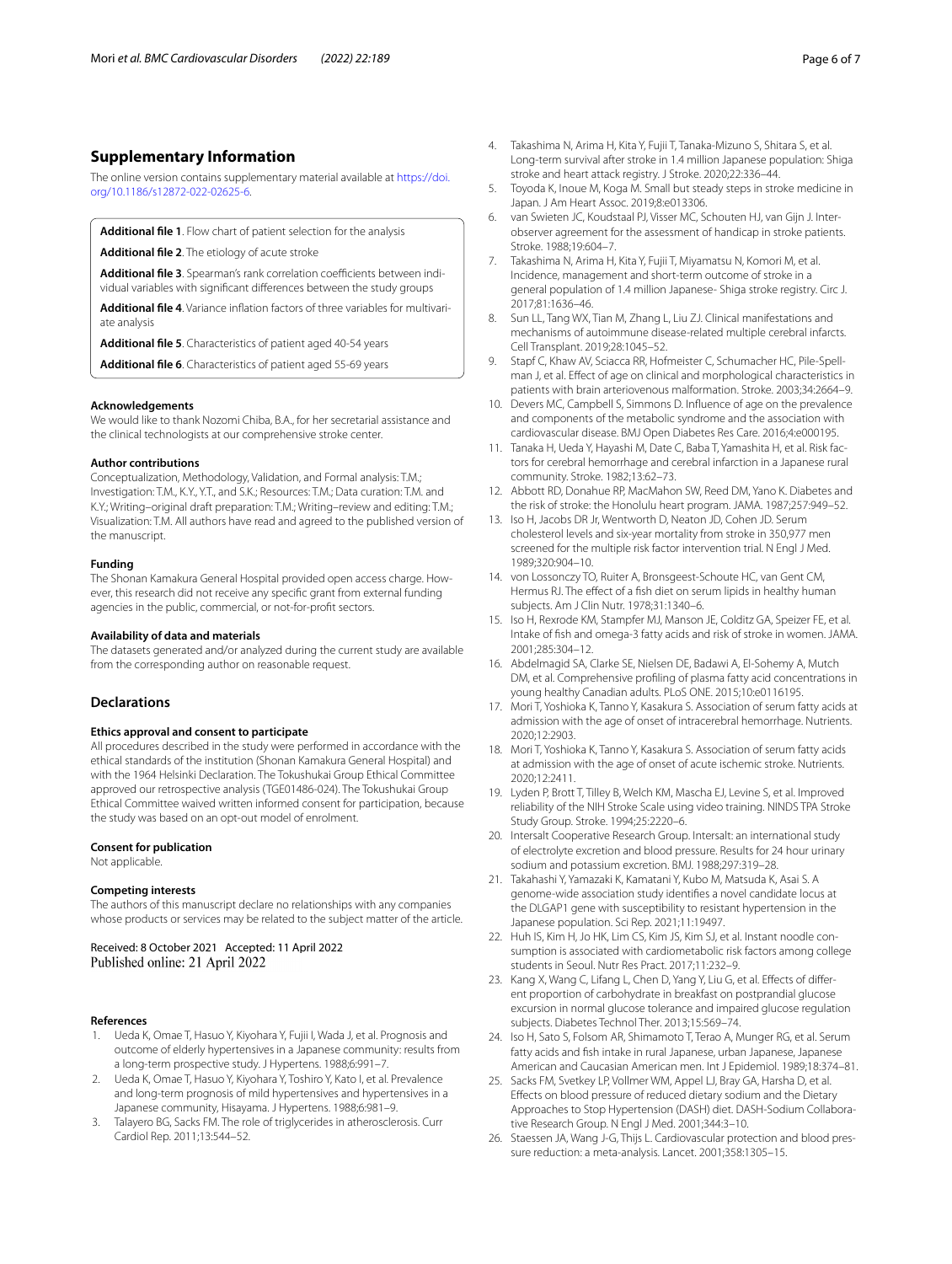## Supplementary Information

The online version contains supplementary material available at https://doi.org/10.1186/s12872-022-02625-6.

**Additional file 1**. Flow chart of patient selection for the analysis

**Additional file 2**. The etiology of acute stroke

**Additional file 3**. Spearman's rank correlation coefficients between individual variables with significant differences between the study groups

**Additional file 4**. Variance inflation factors of three variables for multivariate analysis

**Additional file 5**. Characteristics of patient aged 40-54 years

**Additional file 6**. Characteristics of patient aged 55-69 years

#### Acknowledgements

We would like to thank Nozomi Chiba, B.A., for her secretarial assistance and the clinical technologists at our comprehensive stroke center.

#### Author contributions

Conceptualization, Methodology, Validation, and Formal analysis: T.M.; Investigation: T.M., K.Y., Y.T., and S.K.; Resources: T.M.; Data curation: T.M. and K.Y.; Writing–original draft preparation: T.M.; Writing–review and editing: T.M.; Visualization: T.M. All authors have read and agreed to the published version of the manuscript.

#### Funding

The Shonan Kamakura General Hospital provided open access charge. However, this research did not receive any specific grant from external funding agencies in the public, commercial, or not-for-profit sectors.

#### Availability of data and materials

The datasets generated and/or analyzed during the current study are available from the corresponding author on reasonable request.

## Declarations

#### Ethics approval and consent to participate

All procedures described in the study were performed in accordance with the ethical standards of the institution (Shonan Kamakura General Hospital) and with the 1964 Helsinki Declaration. The Tokushukai Group Ethical Committee approved our retrospective analysis (TGE01486-024). The Tokushukai Group Ethical Committee waived written informed consent for participation, because the study was based on an opt-out model of enrolment.

#### Consent for publication

Not applicable.

#### Competing interests

The authors of this manuscript declare no relationships with any companies whose products or services may be related to the subject matter of the article.

Received: 8 October 2021 Accepted: 11 April 2022
Published online: 21 April 2022

#### References

1. Ueda K, Omae T, Hasuo Y, Kiyohara Y, Fujii I, Wada J, et al. Prognosis and outcome of elderly hypertensives in a Japanese community: results from a long-term prospective study. J Hypertens. 1988;6:991–7.
2. Ueda K, Omae T, Hasuo Y, Kiyohara Y, Toshiro Y, Kato I, et al. Prevalence and long-term prognosis of mild hypertensives and hypertensives in a Japanese community, Hisayama. J Hypertens. 1988;6:981–9.
3. Talayero BG, Sacks FM. The role of triglycerides in atherosclerosis. Curr Cardiol Rep. 2011;13:544–52.
4. Takashima N, Arima H, Kita Y, Fujii T, Tanaka-Mizuno S, Shitara S, et al. Long-term survival after stroke in 1.4 million Japanese population: Shiga stroke and heart attack registry. J Stroke. 2020;22:336–44.
5. Toyoda K, Inoue M, Koga M. Small but steady steps in stroke medicine in Japan. J Am Heart Assoc. 2019;8:e013306.
6. van Swieten JC, Koudstaal PJ, Visser MC, Schouten HJ, van Gijn J. Interobserver agreement for the assessment of handicap in stroke patients. Stroke. 1988;19:604–7.
7. Takashima N, Arima H, Kita Y, Fujii T, Miyamatsu N, Komori M, et al. Incidence, management and short-term outcome of stroke in a general population of 1.4 million Japanese- Shiga stroke registry. Circ J. 2017;81:1636–46.
8. Sun LL, Tang WX, Tian M, Zhang L, Liu ZJ. Clinical manifestations and mechanisms of autoimmune disease-related multiple cerebral infarcts. Cell Transplant. 2019;28:1045–52.
9. Stapf C, Khaw AV, Sciacca RR, Hofmeister C, Schumacher HC, Pile-Spellman J, et al. Effect of age on clinical and morphological characteristics in patients with brain arteriovenous malformation. Stroke. 2003;34:2664–9.
10. Devers MC, Campbell S, Simmons D. Influence of age on the prevalence and components of the metabolic syndrome and the association with cardiovascular disease. BMJ Open Diabetes Res Care. 2016;4:e000195.
11. Tanaka H, Ueda Y, Hayashi M, Date C, Baba T, Yamashita H, et al. Risk factors for cerebral hemorrhage and cerebral infarction in a Japanese rural community. Stroke. 1982;13:62–73.
12. Abbott RD, Donahue RP, MacMahon SW, Reed DM, Yano K. Diabetes and the risk of stroke: the Honolulu heart program. JAMA. 1987;257:949–52.
13. Iso H, Jacobs DR Jr, Wentworth D, Neaton JD, Cohen JD. Serum cholesterol levels and six-year mortality from stroke in 350,977 men screened for the multiple risk factor intervention trial. N Engl J Med. 1989;320:904–10.
14. von Lossonczy TO, Ruiter A, Bronsgeest-Schoute HC, van Gent CM, Hermus RJ. The effect of a fish diet on serum lipids in healthy human subjects. Am J Clin Nutr. 1978;31:1340–6.
15. Iso H, Rexrode KM, Stampfer MJ, Manson JE, Colditz GA, Speizer FE, et al. Intake of fish and omega-3 fatty acids and risk of stroke in women. JAMA. 2001;285:304–12.
16. Abdelmagid SA, Clarke SE, Nielsen DE, Badawi A, El-Sohemy A, Mutch DM, et al. Comprehensive profiling of plasma fatty acid concentrations in young healthy Canadian adults. PLoS ONE. 2015;10:e0116195.
17. Mori T, Yoshioka K, Tanno Y, Kasakura S. Association of serum fatty acids at admission with the age of onset of intracerebral hemorrhage. Nutrients. 2020;12:2903.
18. Mori T, Yoshioka K, Tanno Y, Kasakura S. Association of serum fatty acids at admission with the age of onset of acute ischemic stroke. Nutrients. 2020;12:2411.
19. Lyden P, Brott T, Tilley B, Welch KM, Mascha EJ, Levine S, et al. Improved reliability of the NIH Stroke Scale using video training. NINDS TPA Stroke Study Group. Stroke. 1994;25:2220–6.
20. Intersalt Cooperative Research Group. Intersalt: an international study of electrolyte excretion and blood pressure. Results for 24 hour urinary sodium and potassium excretion. BMJ. 1988;297:319–28.
21. Takahashi Y, Yamazaki K, Kamatani Y, Kubo M, Matsuda K, Asai S. A genome-wide association study identifies a novel candidate locus at the DLGAP1 gene with susceptibility to resistant hypertension in the Japanese population. Sci Rep. 2021;11:19497.
22. Huh IS, Kim H, Jo HK, Lim CS, Kim JS, Kim SJ, et al. Instant noodle consumption is associated with cardiometabolic risk factors among college students in Seoul. Nutr Res Pract. 2017;11:232–9.
23. Kang X, Wang C, Lifang L, Chen D, Yang Y, Liu G, et al. Effects of different proportion of carbohydrate in breakfast on postprandial glucose excursion in normal glucose tolerance and impaired glucose regulation subjects. Diabetes Technol Ther. 2013;15:569–74.
24. Iso H, Sato S, Folsom AR, Shimamoto T, Terao A, Munger RG, et al. Serum fatty acids and fish intake in rural Japanese, urban Japanese, Japanese American and Caucasian American men. Int J Epidemiol. 1989;18:374–81.
25. Sacks FM, Svetkey LP, Vollmer WM, Appel LJ, Bray GA, Harsha D, et al. Effects on blood pressure of reduced dietary sodium and the Dietary Approaches to Stop Hypertension (DASH) diet. DASH-Sodium Collaborative Research Group. N Engl J Med. 2001;344:3–10.
26. Staessen JA, Wang J-G, Thijs L. Cardiovascular protection and blood pressure reduction: a meta-analysis. Lancet. 2001;358:1305–15.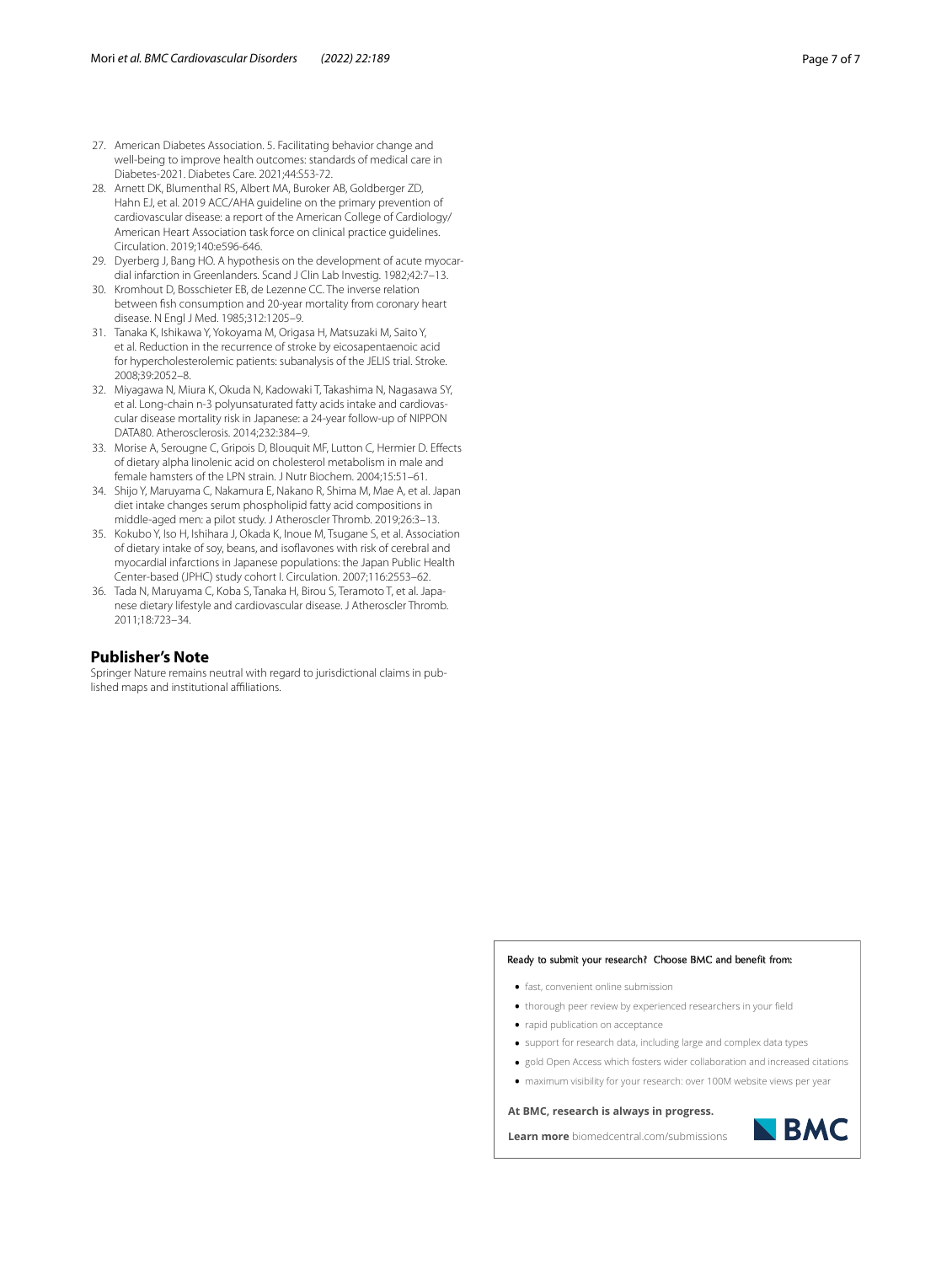27. American Diabetes Association. 5. Facilitating behavior change and well-being to improve health outcomes: standards of medical care in Diabetes-2021. Diabetes Care. 2021;44:S53-72.
28. Arnett DK, Blumenthal RS, Albert MA, Buroker AB, Goldberger ZD, Hahn EJ, et al. 2019 ACC/AHA guideline on the primary prevention of cardiovascular disease: a report of the American College of Cardiology/American Heart Association task force on clinical practice guidelines. Circulation. 2019;140:e596-646.
29. Dyerberg J, Bang HO. A hypothesis on the development of acute myocardial infarction in Greenlanders. Scand J Clin Lab Investig. 1982;42:7–13.
30. Kromhout D, Bosschieter EB, de Lezenne CC. The inverse relation between fish consumption and 20-year mortality from coronary heart disease. N Engl J Med. 1985;312:1205–9.
31. Tanaka K, Ishikawa Y, Yokoyama M, Origasa H, Matsuzaki M, Saito Y, et al. Reduction in the recurrence of stroke by eicosapentaenoic acid for hypercholesterolemic patients: subanalysis of the JELIS trial. Stroke. 2008;39:2052–8.
32. Miyagawa N, Miura K, Okuda N, Kadowaki T, Takashima N, Nagasawa SY, et al. Long-chain n-3 polyunsaturated fatty acids intake and cardiovascular disease mortality risk in Japanese: a 24-year follow-up of NIPPON DATA80. Atherosclerosis. 2014;232:384–9.
33. Morise A, Serougne C, Gripois D, Blouquit MF, Lutton C, Hermier D. Effects of dietary alpha linolenic acid on cholesterol metabolism in male and female hamsters of the LPN strain. J Nutr Biochem. 2004;15:51–61.
34. Shijo Y, Maruyama C, Nakamura E, Nakano R, Shima M, Mae A, et al. Japan diet intake changes serum phospholipid fatty acid compositions in middle-aged men: a pilot study. J Atheroscler Thromb. 2019;26:3–13.
35. Kokubo Y, Iso H, Ishihara J, Okada K, Inoue M, Tsugane S, et al. Association of dietary intake of soy, beans, and isoflavones with risk of cerebral and myocardial infarctions in Japanese populations: the Japan Public Health Center-based (JPHC) study cohort I. Circulation. 2007;116:2553–62.
36. Tada N, Maruyama C, Koba S, Tanaka H, Birou S, Teramoto T, et al. Japanese dietary lifestyle and cardiovascular disease. J Atheroscler Thromb. 2011;18:723–34.

## Publisher's Note

Springer Nature remains neutral with regard to jurisdictional claims in published maps and institutional affiliations.

Ready to submit your research? Choose BMC and benefit from:

- fast, convenient online submission
- thorough peer review by experienced researchers in your field
- rapid publication on acceptance
- support for research data, including large and complex data types
- gold Open Access which fosters wider collaboration and increased citations
- maximum visibility for your research: over 100M website views per year

**At BMC, research is always in progress.**

**Learn more** biomedcentral.com/submissions

BMC